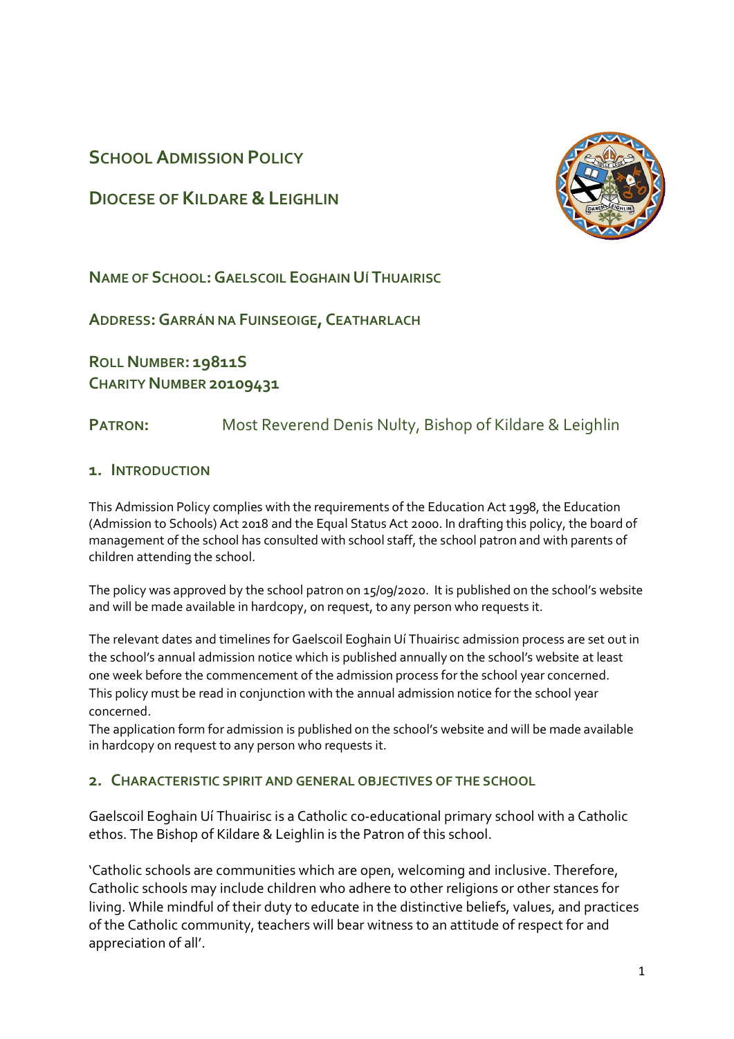# School Admission Policy

# Diocese of Kildare & Leighlin

**Name of School: Gaelscoil Eoghain Uí Thuairisc**

**Address: Garrán na Fuinseoige, Ceatharlach**

**Roll Number: 19811S**
**Charity Number 20109431**

**Patron:** Most Reverend Denis Nulty, Bishop of Kildare & Leighlin

## 1. Introduction

This Admission Policy complies with the requirements of the Education Act 1998, the Education (Admission to Schools) Act 2018 and the Equal Status Act 2000. In drafting this policy, the board of management of the school has consulted with school staff, the school patron and with parents of children attending the school.

The policy was approved by the school patron on 15/09/2020. It is published on the school's website and will be made available in hardcopy, on request, to any person who requests it.

The relevant dates and timelines for Gaelscoil Eoghain Uí Thuairisc admission process are set out in the school's annual admission notice which is published annually on the school's website at least one week before the commencement of the admission process for the school year concerned. This policy must be read in conjunction with the annual admission notice for the school year concerned.

The application form for admission is published on the school's website and will be made available in hardcopy on request to any person who requests it.

## 2. Characteristic spirit and general objectives of the school

Gaelscoil Eoghain Uí Thuairisc is a Catholic co-educational primary school with a Catholic ethos. The Bishop of Kildare & Leighlin is the Patron of this school.

'Catholic schools are communities which are open, welcoming and inclusive. Therefore, Catholic schools may include children who adhere to other religions or other stances for living. While mindful of their duty to educate in the distinctive beliefs, values, and practices of the Catholic community, teachers will bear witness to an attitude of respect for and appreciation of all'.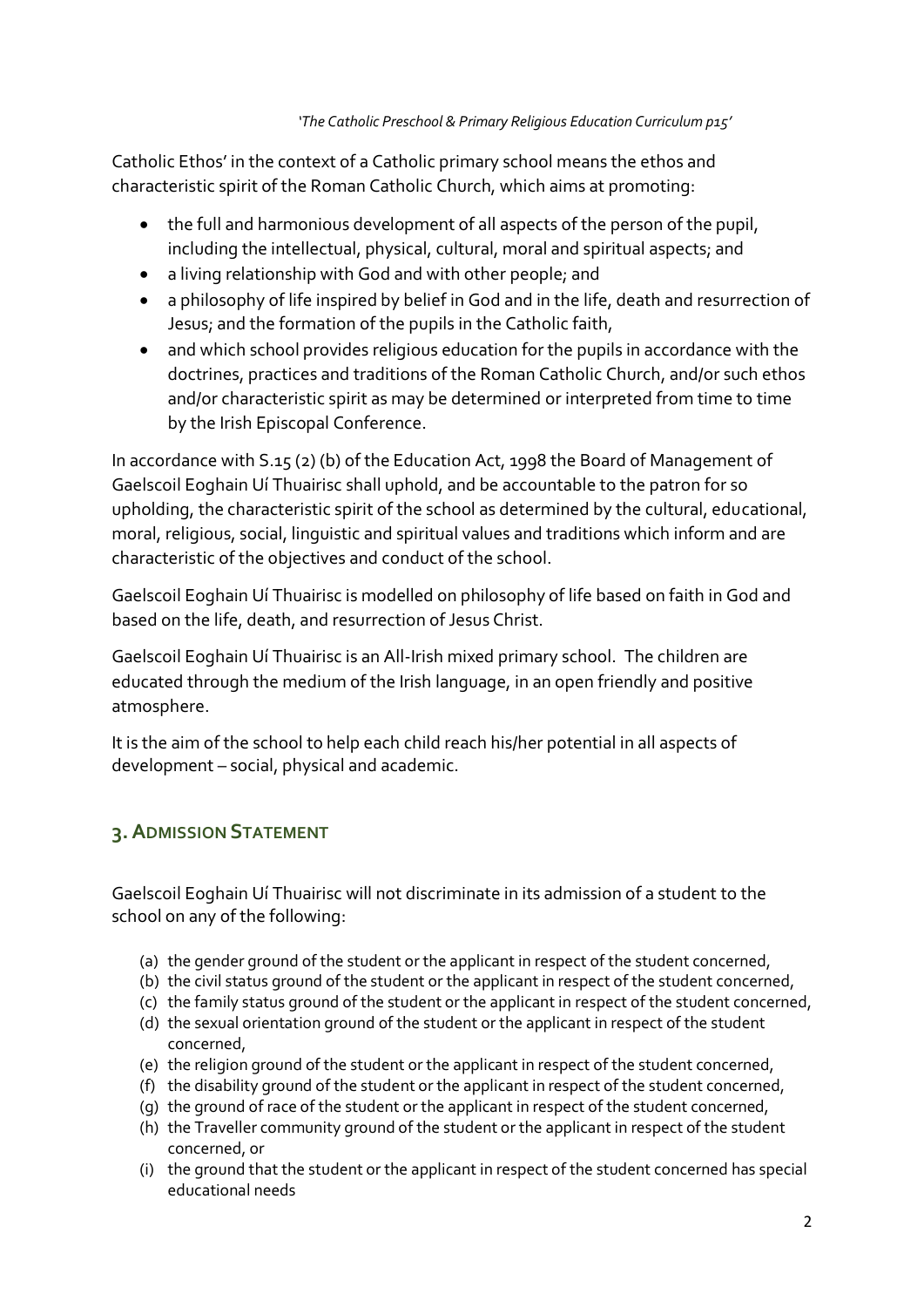*'The Catholic Preschool & Primary Religious Education Curriculum p15'*

Catholic Ethos' in the context of a Catholic primary school means the ethos and characteristic spirit of the Roman Catholic Church, which aims at promoting:

- the full and harmonious development of all aspects of the person of the pupil, including the intellectual, physical, cultural, moral and spiritual aspects; and
- a living relationship with God and with other people; and
- a philosophy of life inspired by belief in God and in the life, death and resurrection of Jesus; and the formation of the pupils in the Catholic faith,
- and which school provides religious education for the pupils in accordance with the doctrines, practices and traditions of the Roman Catholic Church, and/or such ethos and/or characteristic spirit as may be determined or interpreted from time to time by the Irish Episcopal Conference.

In accordance with S.15 (2) (b) of the Education Act, 1998 the Board of Management of Gaelscoil Eoghain Uí Thuairisc shall uphold, and be accountable to the patron for so upholding, the characteristic spirit of the school as determined by the cultural, educational, moral, religious, social, linguistic and spiritual values and traditions which inform and are characteristic of the objectives and conduct of the school.

Gaelscoil Eoghain Uí Thuairisc is modelled on philosophy of life based on faith in God and based on the life, death, and resurrection of Jesus Christ.

Gaelscoil Eoghain Uí Thuairisc is an All-Irish mixed primary school. The children are educated through the medium of the Irish language, in an open friendly and positive atmosphere.

It is the aim of the school to help each child reach his/her potential in all aspects of development – social, physical and academic.

## 3. Admission Statement

Gaelscoil Eoghain Uí Thuairisc will not discriminate in its admission of a student to the school on any of the following:

(a) the gender ground of the student or the applicant in respect of the student concerned,
(b) the civil status ground of the student or the applicant in respect of the student concerned,
(c) the family status ground of the student or the applicant in respect of the student concerned,
(d) the sexual orientation ground of the student or the applicant in respect of the student concerned,
(e) the religion ground of the student or the applicant in respect of the student concerned,
(f) the disability ground of the student or the applicant in respect of the student concerned,
(g) the ground of race of the student or the applicant in respect of the student concerned,
(h) the Traveller community ground of the student or the applicant in respect of the student concerned, or
(i) the ground that the student or the applicant in respect of the student concerned has special educational needs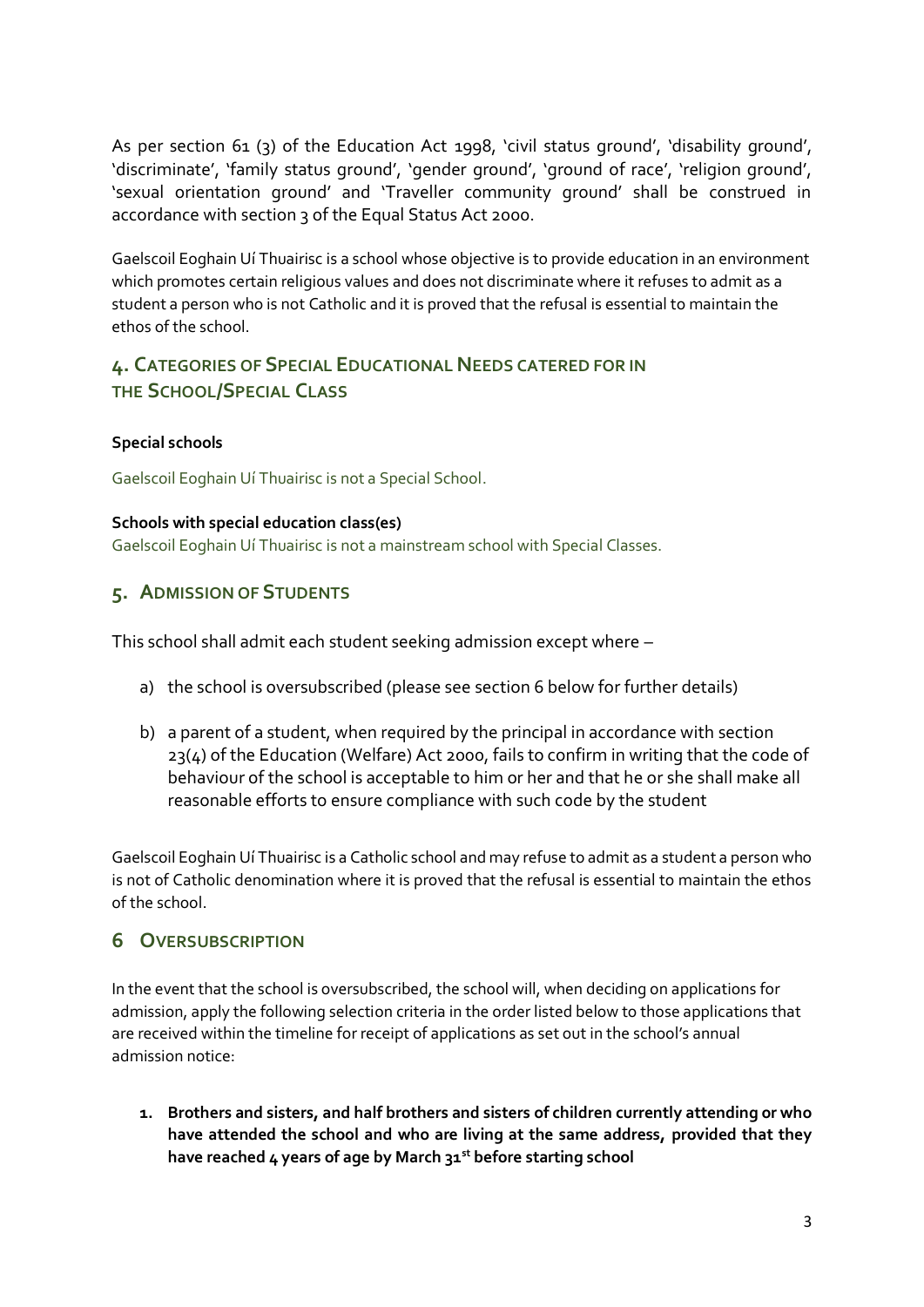As per section 61 (3) of the Education Act 1998, 'civil status ground', 'disability ground', 'discriminate', 'family status ground', 'gender ground', 'ground of race', 'religion ground', 'sexual orientation ground' and 'Traveller community ground' shall be construed in accordance with section 3 of the Equal Status Act 2000.

Gaelscoil Eoghain Uí Thuairisc is a school whose objective is to provide education in an environment which promotes certain religious values and does not discriminate where it refuses to admit as a student a person who is not Catholic and it is proved that the refusal is essential to maintain the ethos of the school.

## 4. Categories of Special Educational Needs catered for in the School/Special Class

**Special schools**

Gaelscoil Eoghain Uí Thuairisc is not a Special School.

**Schools with special education class(es)**

Gaelscoil Eoghain Uí Thuairisc is not a mainstream school with Special Classes.

## 5. Admission of Students

This school shall admit each student seeking admission except where –

a) the school is oversubscribed (please see section 6 below for further details)

b) a parent of a student, when required by the principal in accordance with section 23(4) of the Education (Welfare) Act 2000, fails to confirm in writing that the code of behaviour of the school is acceptable to him or her and that he or she shall make all reasonable efforts to ensure compliance with such code by the student

Gaelscoil Eoghain Uí Thuairisc is a Catholic school and may refuse to admit as a student a person who is not of Catholic denomination where it is proved that the refusal is essential to maintain the ethos of the school.

## 6 Oversubscription

In the event that the school is oversubscribed, the school will, when deciding on applications for admission, apply the following selection criteria in the order listed below to those applications that are received within the timeline for receipt of applications as set out in the school's annual admission notice:

1. **Brothers and sisters, and half brothers and sisters of children currently attending or who have attended the school and who are living at the same address, provided that they have reached 4 years of age by March 31st before starting school**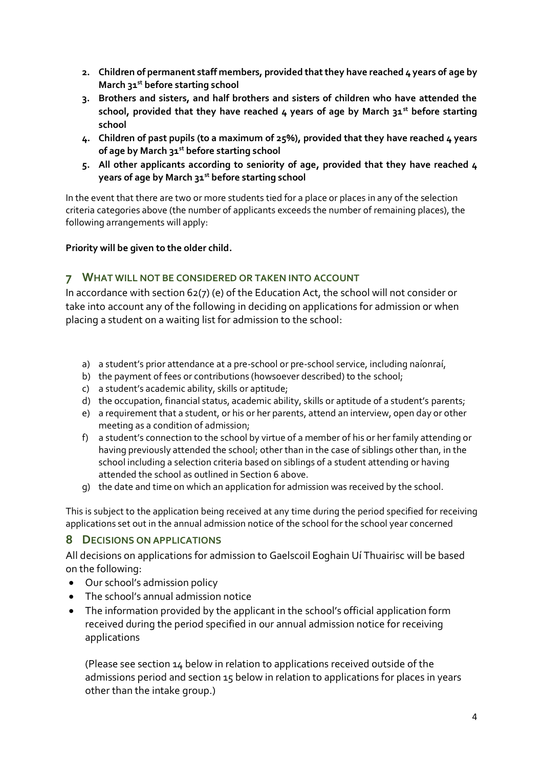2. **Children of permanent staff members, provided that they have reached 4 years of age by March 31st before starting school**
3. **Brothers and sisters, and half brothers and sisters of children who have attended the school, provided that they have reached 4 years of age by March 31st before starting school**
4. **Children of past pupils (to a maximum of 25%), provided that they have reached 4 years of age by March 31st before starting school**
5. **All other applicants according to seniority of age, provided that they have reached 4 years of age by March 31st before starting school**

In the event that there are two or more students tied for a place or places in any of the selection criteria categories above (the number of applicants exceeds the number of remaining places), the following arrangements will apply:

**Priority will be given to the older child.**

## 7 WHAT WILL NOT BE CONSIDERED OR TAKEN INTO ACCOUNT

In accordance with section 62(7) (e) of the Education Act, the school will not consider or take into account any of the following in deciding on applications for admission or when placing a student on a waiting list for admission to the school:

a) a student's prior attendance at a pre-school or pre-school service, including naíonraí,
b) the payment of fees or contributions (howsoever described) to the school;
c) a student's academic ability, skills or aptitude;
d) the occupation, financial status, academic ability, skills or aptitude of a student's parents;
e) a requirement that a student, or his or her parents, attend an interview, open day or other meeting as a condition of admission;
f) a student's connection to the school by virtue of a member of his or her family attending or having previously attended the school; other than in the case of siblings other than, in the school including a selection criteria based on siblings of a student attending or having attended the school as outlined in Section 6 above.
g) the date and time on which an application for admission was received by the school.

This is subject to the application being received at any time during the period specified for receiving applications set out in the annual admission notice of the school for the school year concerned

## 8 DECISIONS ON APPLICATIONS

All decisions on applications for admission to Gaelscoil Eoghain Uí Thuairisc will be based on the following:

- Our school's admission policy
- The school's annual admission notice
- The information provided by the applicant in the school's official application form received during the period specified in our annual admission notice for receiving applications

  (Please see section 14 below in relation to applications received outside of the admissions period and section 15 below in relation to applications for places in years other than the intake group.)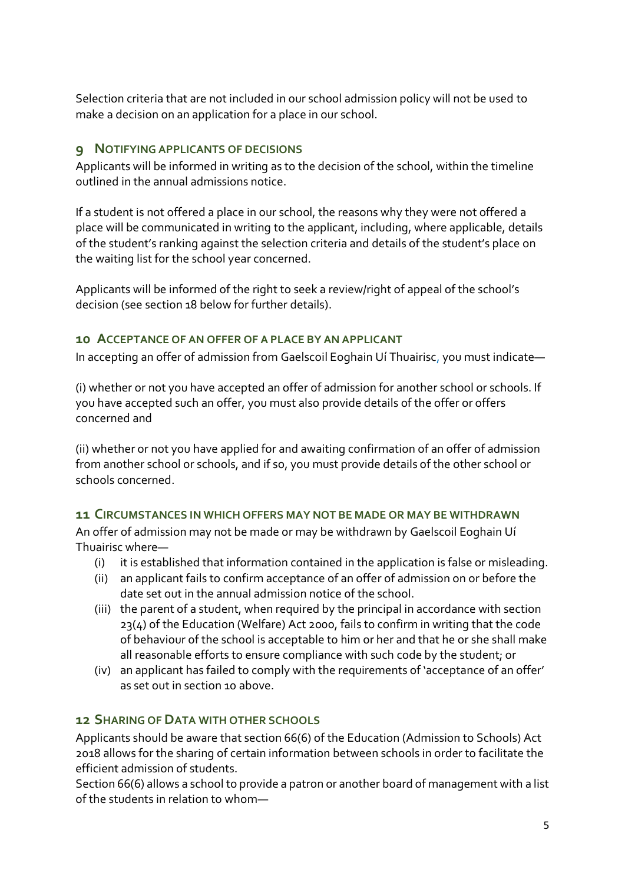Selection criteria that are not included in our school admission policy will not be used to make a decision on an application for a place in our school.

## 9 Notifying applicants of decisions

Applicants will be informed in writing as to the decision of the school, within the timeline outlined in the annual admissions notice.

If a student is not offered a place in our school, the reasons why they were not offered a place will be communicated in writing to the applicant, including, where applicable, details of the student's ranking against the selection criteria and details of the student's place on the waiting list for the school year concerned.

Applicants will be informed of the right to seek a review/right of appeal of the school's decision (see section 18 below for further details).

## 10 Acceptance of an offer of a place by an applicant

In accepting an offer of admission from Gaelscoil Eoghain Uí Thuairisc, you must indicate—

(i) whether or not you have accepted an offer of admission for another school or schools. If you have accepted such an offer, you must also provide details of the offer or offers concerned and

(ii) whether or not you have applied for and awaiting confirmation of an offer of admission from another school or schools, and if so, you must provide details of the other school or schools concerned.

## 11 Circumstances in which offers may not be made or may be withdrawn

An offer of admission may not be made or may be withdrawn by Gaelscoil Eoghain Uí Thuairisc where—

(i) it is established that information contained in the application is false or misleading.
(ii) an applicant fails to confirm acceptance of an offer of admission on or before the date set out in the annual admission notice of the school.
(iii) the parent of a student, when required by the principal in accordance with section 23(4) of the Education (Welfare) Act 2000, fails to confirm in writing that the code of behaviour of the school is acceptable to him or her and that he or she shall make all reasonable efforts to ensure compliance with such code by the student; or
(iv) an applicant has failed to comply with the requirements of 'acceptance of an offer' as set out in section 10 above.

## 12 Sharing of Data with other schools

Applicants should be aware that section 66(6) of the Education (Admission to Schools) Act 2018 allows for the sharing of certain information between schools in order to facilitate the efficient admission of students.

Section 66(6) allows a school to provide a patron or another board of management with a list of the students in relation to whom—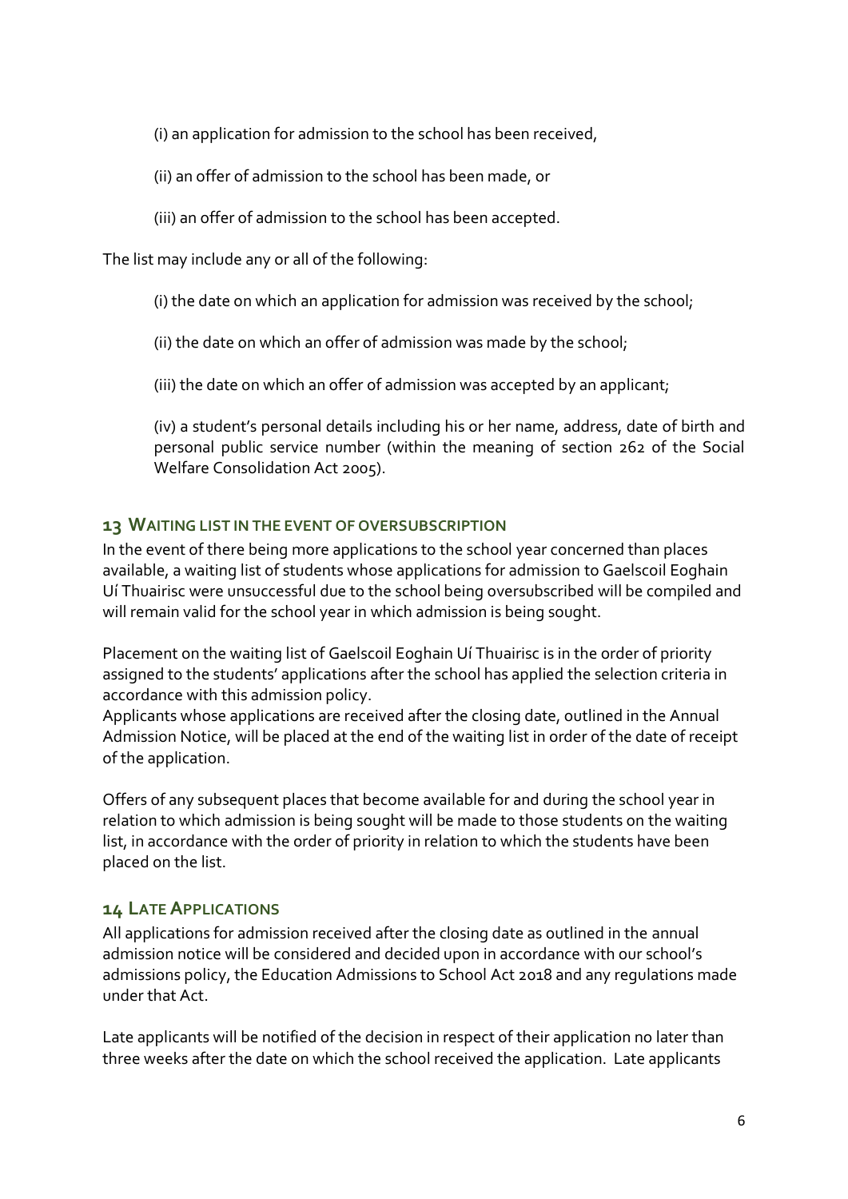(i) an application for admission to the school has been received,

(ii) an offer of admission to the school has been made, or

(iii) an offer of admission to the school has been accepted.

The list may include any or all of the following:

(i) the date on which an application for admission was received by the school;

(ii) the date on which an offer of admission was made by the school;

(iii) the date on which an offer of admission was accepted by an applicant;

(iv) a student's personal details including his or her name, address, date of birth and personal public service number (within the meaning of section 262 of the Social Welfare Consolidation Act 2005).

## 13 WAITING LIST IN THE EVENT OF OVERSUBSCRIPTION

In the event of there being more applications to the school year concerned than places available, a waiting list of students whose applications for admission to Gaelscoil Eoghain Uí Thuairisc were unsuccessful due to the school being oversubscribed will be compiled and will remain valid for the school year in which admission is being sought.

Placement on the waiting list of Gaelscoil Eoghain Uí Thuairisc is in the order of priority assigned to the students' applications after the school has applied the selection criteria in accordance with this admission policy.
Applicants whose applications are received after the closing date, outlined in the Annual Admission Notice, will be placed at the end of the waiting list in order of the date of receipt of the application.

Offers of any subsequent places that become available for and during the school year in relation to which admission is being sought will be made to those students on the waiting list, in accordance with the order of priority in relation to which the students have been placed on the list.

## 14 LATE APPLICATIONS

All applications for admission received after the closing date as outlined in the annual admission notice will be considered and decided upon in accordance with our school's admissions policy, the Education Admissions to School Act 2018 and any regulations made under that Act.

Late applicants will be notified of the decision in respect of their application no later than three weeks after the date on which the school received the application. Late applicants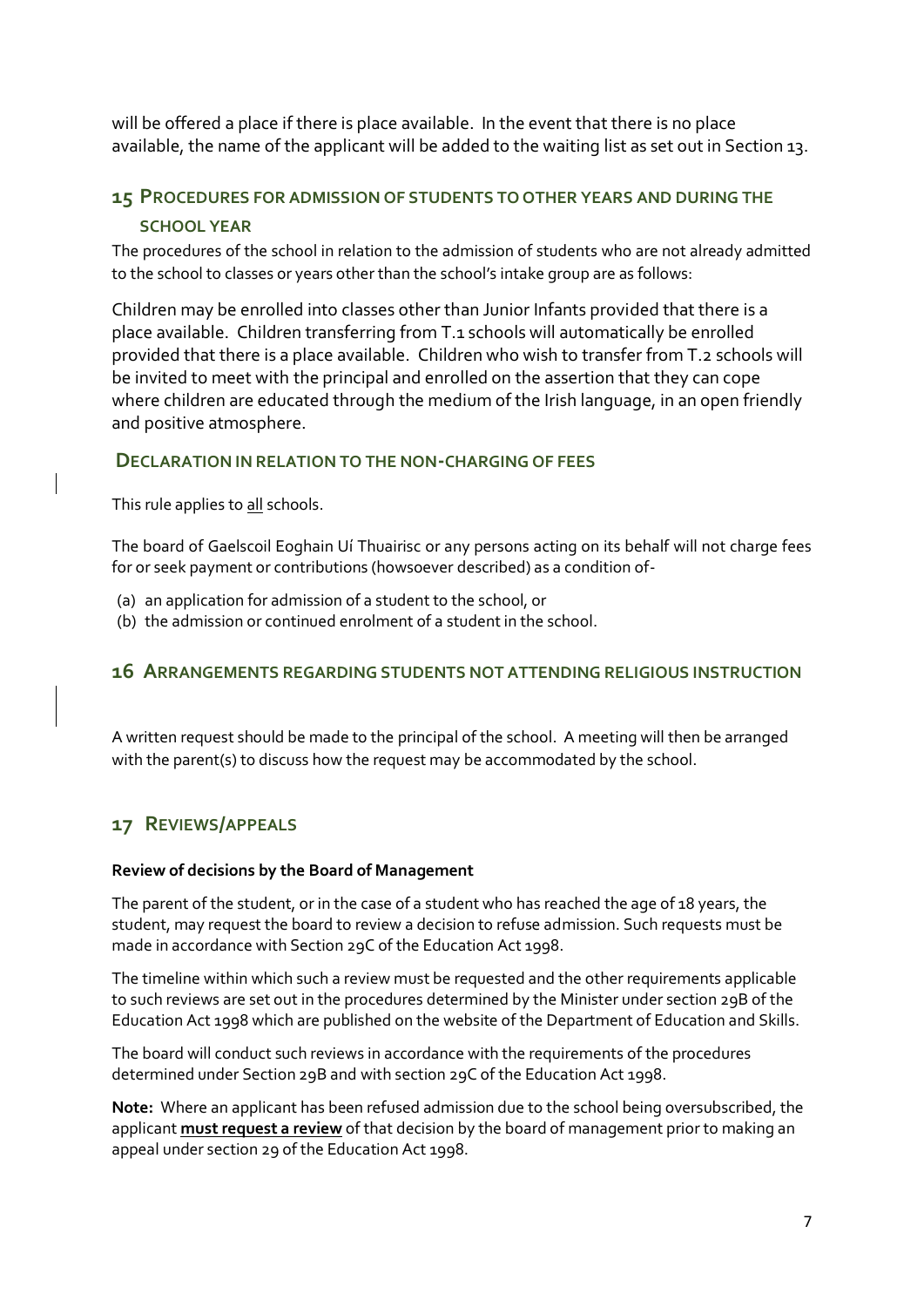will be offered a place if there is place available. In the event that there is no place available, the name of the applicant will be added to the waiting list as set out in Section 13.

## 15 PROCEDURES FOR ADMISSION OF STUDENTS TO OTHER YEARS AND DURING THE SCHOOL YEAR

The procedures of the school in relation to the admission of students who are not already admitted to the school to classes or years other than the school's intake group are as follows:

Children may be enrolled into classes other than Junior Infants provided that there is a place available. Children transferring from T.1 schools will automatically be enrolled provided that there is a place available. Children who wish to transfer from T.2 schools will be invited to meet with the principal and enrolled on the assertion that they can cope where children are educated through the medium of the Irish language, in an open friendly and positive atmosphere.

## DECLARATION IN RELATION TO THE NON-CHARGING OF FEES

This rule applies to all schools.

The board of Gaelscoil Eoghain Uí Thuairisc or any persons acting on its behalf will not charge fees for or seek payment or contributions (howsoever described) as a condition of-

(a) an application for admission of a student to the school, or
(b) the admission or continued enrolment of a student in the school.

## 16 ARRANGEMENTS REGARDING STUDENTS NOT ATTENDING RELIGIOUS INSTRUCTION

A written request should be made to the principal of the school. A meeting will then be arranged with the parent(s) to discuss how the request may be accommodated by the school.

## 17 REVIEWS/APPEALS

**Review of decisions by the Board of Management**

The parent of the student, or in the case of a student who has reached the age of 18 years, the student, may request the board to review a decision to refuse admission. Such requests must be made in accordance with Section 29C of the Education Act 1998.

The timeline within which such a review must be requested and the other requirements applicable to such reviews are set out in the procedures determined by the Minister under section 29B of the Education Act 1998 which are published on the website of the Department of Education and Skills.

The board will conduct such reviews in accordance with the requirements of the procedures determined under Section 29B and with section 29C of the Education Act 1998.

**Note:** Where an applicant has been refused admission due to the school being oversubscribed, the applicant **must request a review** of that decision by the board of management prior to making an appeal under section 29 of the Education Act 1998.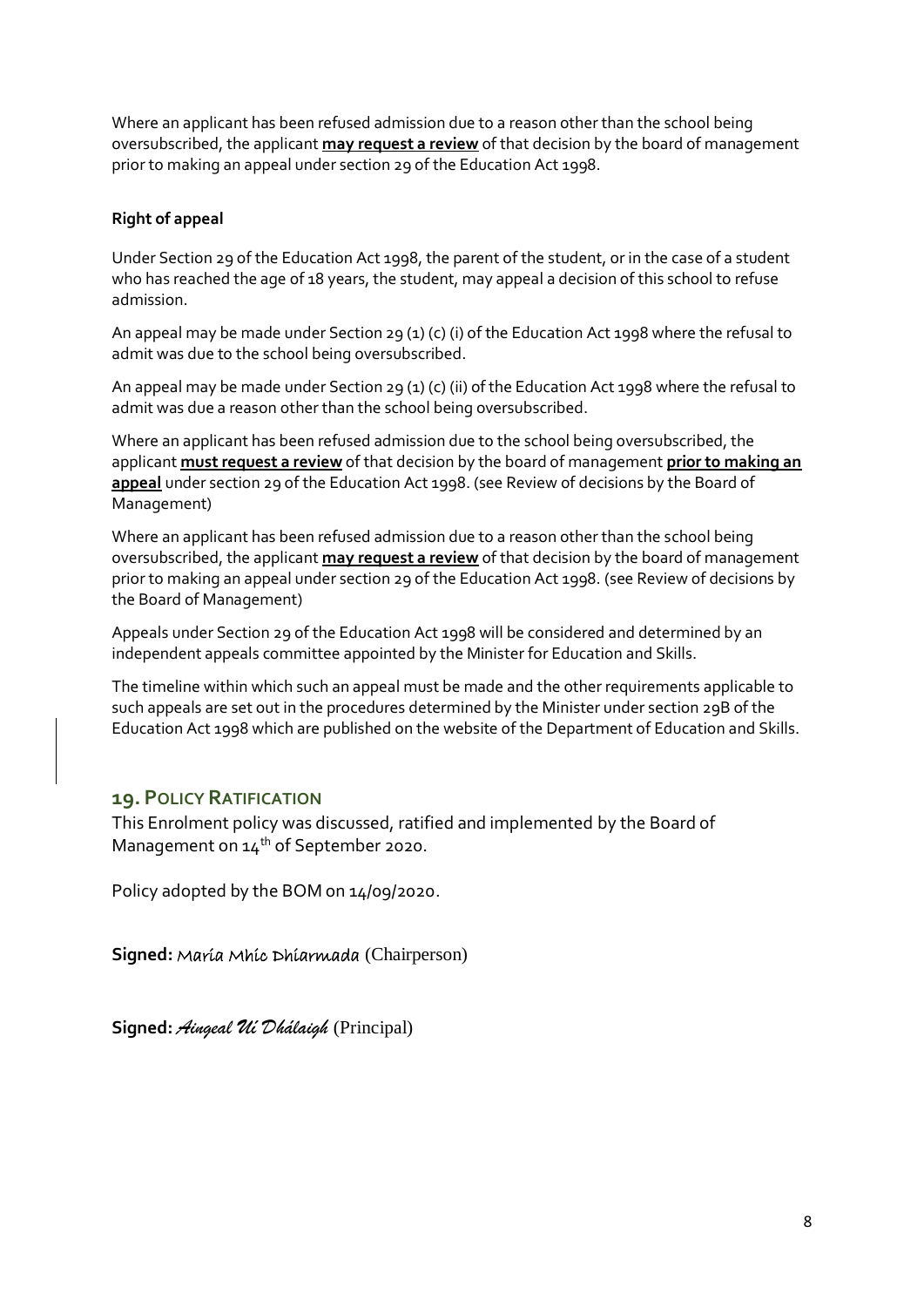Where an applicant has been refused admission due to a reason other than the school being oversubscribed, the applicant **may request a review** of that decision by the board of management prior to making an appeal under section 29 of the Education Act 1998.

**Right of appeal**

Under Section 29 of the Education Act 1998, the parent of the student, or in the case of a student who has reached the age of 18 years, the student, may appeal a decision of this school to refuse admission.

An appeal may be made under Section 29 (1) (c) (i) of the Education Act 1998 where the refusal to admit was due to the school being oversubscribed.

An appeal may be made under Section 29 (1) (c) (ii) of the Education Act 1998 where the refusal to admit was due a reason other than the school being oversubscribed.

Where an applicant has been refused admission due to the school being oversubscribed, the applicant **must request a review** of that decision by the board of management **prior to making an appeal** under section 29 of the Education Act 1998. (see Review of decisions by the Board of Management)

Where an applicant has been refused admission due to a reason other than the school being oversubscribed, the applicant **may request a review** of that decision by the board of management prior to making an appeal under section 29 of the Education Act 1998. (see Review of decisions by the Board of Management)

Appeals under Section 29 of the Education Act 1998 will be considered and determined by an independent appeals committee appointed by the Minister for Education and Skills.

The timeline within which such an appeal must be made and the other requirements applicable to such appeals are set out in the procedures determined by the Minister under section 29B of the Education Act 1998 which are published on the website of the Department of Education and Skills.

## 19. Policy Ratification

This Enrolment policy was discussed, ratified and implemented by the Board of Management on 14th of September 2020.

Policy adopted by the BOM on 14/09/2020.

**Signed:** Maria Mhic Dhiarmada (Chairperson)

**Signed:** *Aingeal Uí Dhálaigh* (Principal)